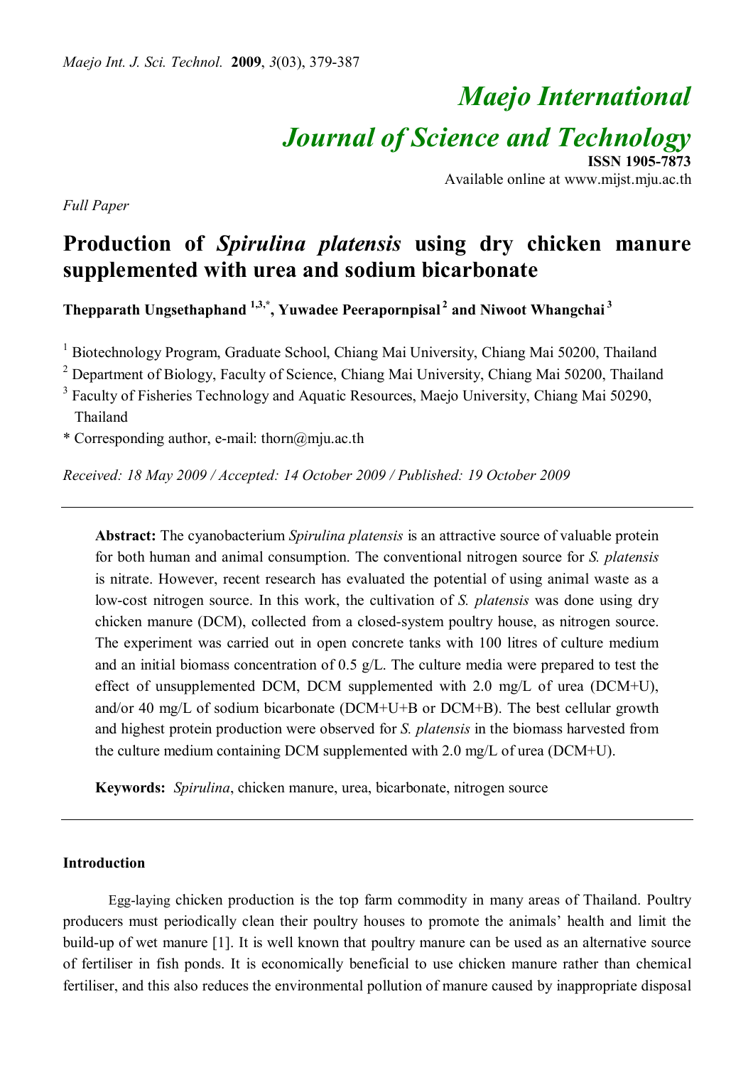# Maejo International Journal of Science and Technology

**ISSN 1905-7873**
Available online at www.mijst.mju.ac.th

*Full Paper*

## Production of *Spirulina platensis* using dry chicken manure supplemented with urea and sodium bicarbonate

**Thepparath Ungsethaphand [1,3,*], Yuwadee Peerapornpisal [2] and Niwoot Whangchai [3]**

[1] Biotechnology Program, Graduate School, Chiang Mai University, Chiang Mai 50200, Thailand

[2] Department of Biology, Faculty of Science, Chiang Mai University, Chiang Mai 50200, Thailand

[3] Faculty of Fisheries Technology and Aquatic Resources, Maejo University, Chiang Mai 50290, Thailand

\* Corresponding author, e-mail: thorn@mju.ac.th

*Received: 18 May 2009 / Accepted: 14 October 2009 / Published: 19 October 2009*

---

**Abstract:** The cyanobacterium *Spirulina platensis* is an attractive source of valuable protein for both human and animal consumption. The conventional nitrogen source for *S. platensis* is nitrate. However, recent research has evaluated the potential of using animal waste as a low-cost nitrogen source. In this work, the cultivation of *S. platensis* was done using dry chicken manure (DCM), collected from a closed-system poultry house, as nitrogen source. The experiment was carried out in open concrete tanks with 100 litres of culture medium and an initial biomass concentration of 0.5 g/L. The culture media were prepared to test the effect of unsupplemented DCM, DCM supplemented with 2.0 mg/L of urea (DCM+U), and/or 40 mg/L of sodium bicarbonate (DCM+U+B or DCM+B). The best cellular growth and highest protein production were observed for *S. platensis* in the biomass harvested from the culture medium containing DCM supplemented with 2.0 mg/L of urea (DCM+U).

**Keywords:** *Spirulina*, chicken manure, urea, bicarbonate, nitrogen source

---

### Introduction

Egg-laying chicken production is the top farm commodity in many areas of Thailand. Poultry producers must periodically clean their poultry houses to promote the animals' health and limit the build-up of wet manure [1]. It is well known that poultry manure can be used as an alternative source of fertiliser in fish ponds. It is economically beneficial to use chicken manure rather than chemical fertiliser, and this also reduces the environmental pollution of manure caused by inappropriate disposal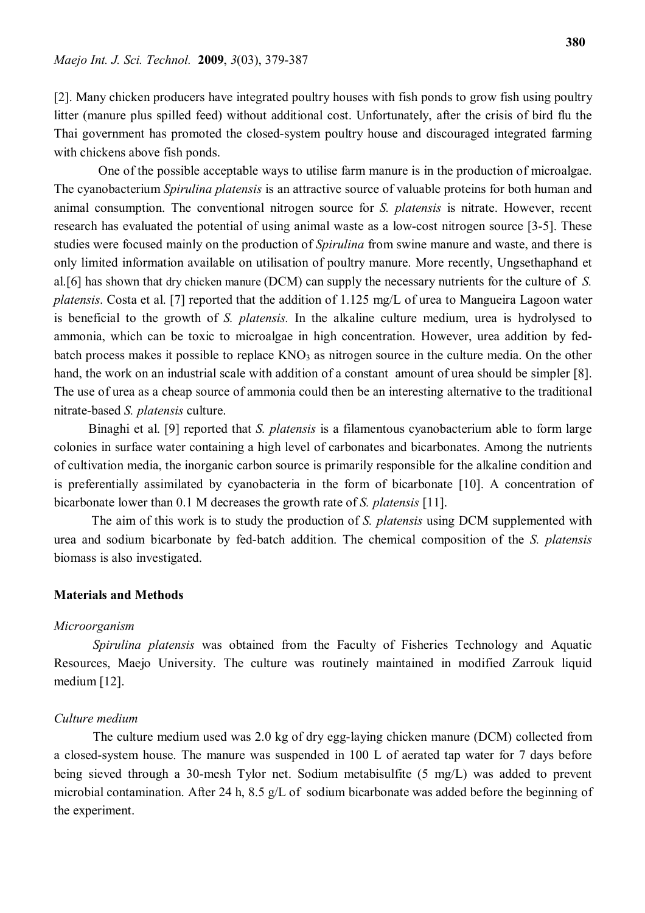[2]. Many chicken producers have integrated poultry houses with fish ponds to grow fish using poultry litter (manure plus spilled feed) without additional cost. Unfortunately, after the crisis of bird flu the Thai government has promoted the closed-system poultry house and discouraged integrated farming with chickens above fish ponds.

One of the possible acceptable ways to utilise farm manure is in the production of microalgae. The cyanobacterium *Spirulina platensis* is an attractive source of valuable proteins for both human and animal consumption. The conventional nitrogen source for *S. platensis* is nitrate. However, recent research has evaluated the potential of using animal waste as a low-cost nitrogen source [3-5]. These studies were focused mainly on the production of *Spirulina* from swine manure and waste, and there is only limited information available on utilisation of poultry manure. More recently, Ungsethaphand et al.[6] has shown that dry chicken manure (DCM) can supply the necessary nutrients for the culture of *S. platensis*. Costa et al. [7] reported that the addition of 1.125 mg/L of urea to Mangueira Lagoon water is beneficial to the growth of *S. platensis.* In the alkaline culture medium, urea is hydrolysed to ammonia, which can be toxic to microalgae in high concentration. However, urea addition by fed-batch process makes it possible to replace $KNO_3$ as nitrogen source in the culture media. On the other hand, the work on an industrial scale with addition of a constant amount of urea should be simpler [8]. The use of urea as a cheap source of ammonia could then be an interesting alternative to the traditional nitrate-based *S. platensis* culture.

Binaghi et al. [9] reported that *S. platensis* is a filamentous cyanobacterium able to form large colonies in surface water containing a high level of carbonates and bicarbonates. Among the nutrients of cultivation media, the inorganic carbon source is primarily responsible for the alkaline condition and is preferentially assimilated by cyanobacteria in the form of bicarbonate [10]. A concentration of bicarbonate lower than 0.1 M decreases the growth rate of *S. platensis* [11].

The aim of this work is to study the production of *S. platensis* using DCM supplemented with urea and sodium bicarbonate by fed-batch addition. The chemical composition of the *S. platensis* biomass is also investigated.

## Materials and Methods

### *Microorganism*

*Spirulina platensis* was obtained from the Faculty of Fisheries Technology and Aquatic Resources, Maejo University. The culture was routinely maintained in modified Zarrouk liquid medium [12].

### *Culture medium*

The culture medium used was 2.0 kg of dry egg-laying chicken manure (DCM) collected from a closed-system house. The manure was suspended in 100 L of aerated tap water for 7 days before being sieved through a 30-mesh Tylor net. Sodium metabisulfite (5 mg/L) was added to prevent microbial contamination. After 24 h, 8.5 g/L of sodium bicarbonate was added before the beginning of the experiment.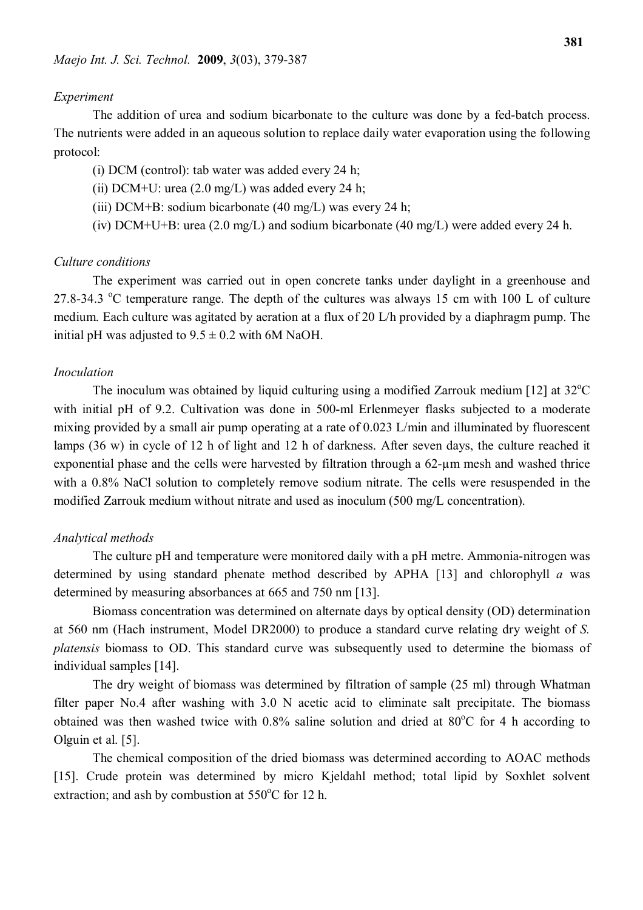*Experiment*

The addition of urea and sodium bicarbonate to the culture was done by a fed-batch process. The nutrients were added in an aqueous solution to replace daily water evaporation using the following protocol:

(i) DCM (control): tab water was added every 24 h;

(ii) DCM+U: urea (2.0 mg/L) was added every 24 h;

(iii) DCM+B: sodium bicarbonate (40 mg/L) was every 24 h;

(iv) DCM+U+B: urea (2.0 mg/L) and sodium bicarbonate (40 mg/L) were added every 24 h.

*Culture conditions*

The experiment was carried out in open concrete tanks under daylight in a greenhouse and 27.8-34.3 $^{o}$C temperature range. The depth of the cultures was always 15 cm with 100 L of culture medium. Each culture was agitated by aeration at a flux of 20 L/h provided by a diaphragm pump. The initial pH was adjusted to $9.5 \pm 0.2$ with 6M NaOH.

*Inoculation*

The inoculum was obtained by liquid culturing using a modified Zarrouk medium [12] at 32$^{o}$C with initial pH of 9.2. Cultivation was done in 500-ml Erlenmeyer flasks subjected to a moderate mixing provided by a small air pump operating at a rate of 0.023 L/min and illuminated by fluorescent lamps (36 w) in cycle of 12 h of light and 12 h of darkness. After seven days, the culture reached it exponential phase and the cells were harvested by filtration through a 62-µm mesh and washed thrice with a 0.8% NaCl solution to completely remove sodium nitrate. The cells were resuspended in the modified Zarrouk medium without nitrate and used as inoculum (500 mg/L concentration).

*Analytical methods*

The culture pH and temperature were monitored daily with a pH metre. Ammonia-nitrogen was determined by using standard phenate method described by APHA [13] and chlorophyll *a* was determined by measuring absorbances at 665 and 750 nm [13].

Biomass concentration was determined on alternate days by optical density (OD) determination at 560 nm (Hach instrument, Model DR2000) to produce a standard curve relating dry weight of *S. platensis* biomass to OD. This standard curve was subsequently used to determine the biomass of individual samples [14].

The dry weight of biomass was determined by filtration of sample (25 ml) through Whatman filter paper No.4 after washing with 3.0 N acetic acid to eliminate salt precipitate. The biomass obtained was then washed twice with 0.8% saline solution and dried at 80$^{o}$C for 4 h according to Olguin et al. [5].

The chemical composition of the dried biomass was determined according to AOAC methods [15]. Crude protein was determined by micro Kjeldahl method; total lipid by Soxhlet solvent extraction; and ash by combustion at 550$^{o}$C for 12 h.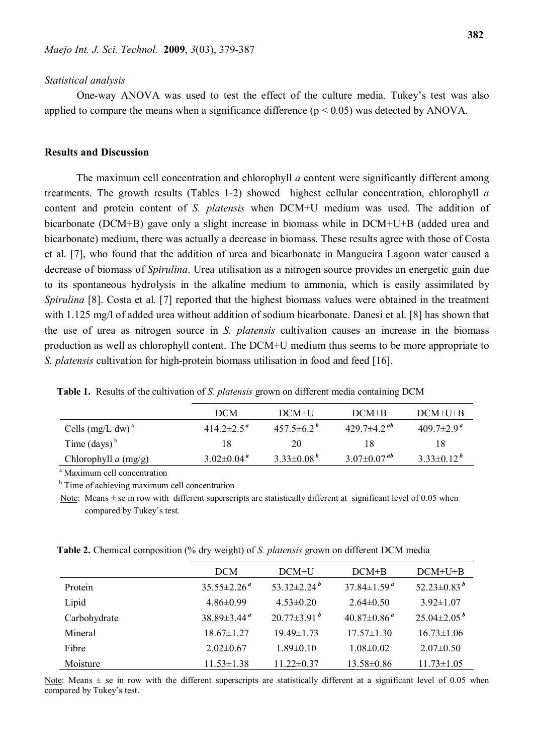*Statistical analysis*

One-way ANOVA was used to test the effect of the culture media. Tukey's test was also applied to compare the means when a significance difference ($p < 0.05$) was detected by ANOVA.

## Results and Discussion

The maximum cell concentration and chlorophyll *a* content were significantly different among treatments. The growth results (Tables 1-2) showed highest cellular concentration, chlorophyll *a* content and protein content of *S. platensis* when DCM+U medium was used. The addition of bicarbonate (DCM+B) gave only a slight increase in biomass while in DCM+U+B (added urea and bicarbonate) medium, there was actually a decrease in biomass. These results agree with those of Costa et al. [7], who found that the addition of urea and bicarbonate in Mangueira Lagoon water caused a decrease of biomass of *Spirulina*. Urea utilisation as a nitrogen source provides an energetic gain due to its spontaneous hydrolysis in the alkaline medium to ammonia, which is easily assimilated by *Spirulina* [8]. Costa et al. [7] reported that the highest biomass values were obtained in the treatment with 1.125 mg/l of added urea without addition of sodium bicarbonate. Danesi et al. [8] has shown that the use of urea as nitrogen source in *S. platensis* cultivation causes an increase in the biomass production as well as chlorophyll content. The DCM+U medium thus seems to be more appropriate to *S. platensis* cultivation for high-protein biomass utilisation in food and feed [16].

**Table 1.** Results of the cultivation of *S. platensis* grown on different media containing DCM

| | DCM | DCM+U | DCM+B | DCM+U+B |
|---|---|---|---|---|
| Cells (mg/L dw) [a] | 414.2±2.5 [a] | 457.5±6.2 [b] | 429.7±4.2 [ab] | 409.7±2.9 [a] |
| Time (days) [b] | 18 | 20 | 18 | 18 |
| Chlorophyll *a* (mg/g) | 3.02±0.04 [a] | 3.33±0.08 [b] | 3.07±0.07 [ab] | 3.33±0.12 [b] |

[a] Maximum cell concentration

[b] Time of achieving maximum cell concentration

Note: Means ± se in row with different superscripts are statistically different at significant level of 0.05 when compared by Tukey's test.

**Table 2.** Chemical composition (% dry weight) of *S. platensis* grown on different DCM media

| | DCM | DCM+U | DCM+B | DCM+U+B |
|---|---|---|---|---|
| Protein | 35.55±2.26 [a] | 53.32±2.24 [b] | 37.84±1.59 [a] | 52.23±0.83 [b] |
| Lipid | 4.86±0.99 | 4.53±0.20 | 2.64±0.50 | 3.92±1.07 |
| Carbohydrate | 38.89±3.44 [a] | 20.77±3.91 [b] | 40.87±0.86 [a] | 25.04±2.05 [b] |
| Mineral | 18.67±1.27 | 19.49±1.73 | 17.57±1.30 | 16.73±1.06 |
| Fibre | 2.02±0.67 | 1.89±0.10 | 1.08±0.02 | 2.07±0.50 |
| Moisture | 11.53±1.38 | 11.22±0.37 | 13.58±0.86 | 11.73±1.05 |

Note: Means ± se in row with the different superscripts are statistically different at a significant level of 0.05 when compared by Tukey's test.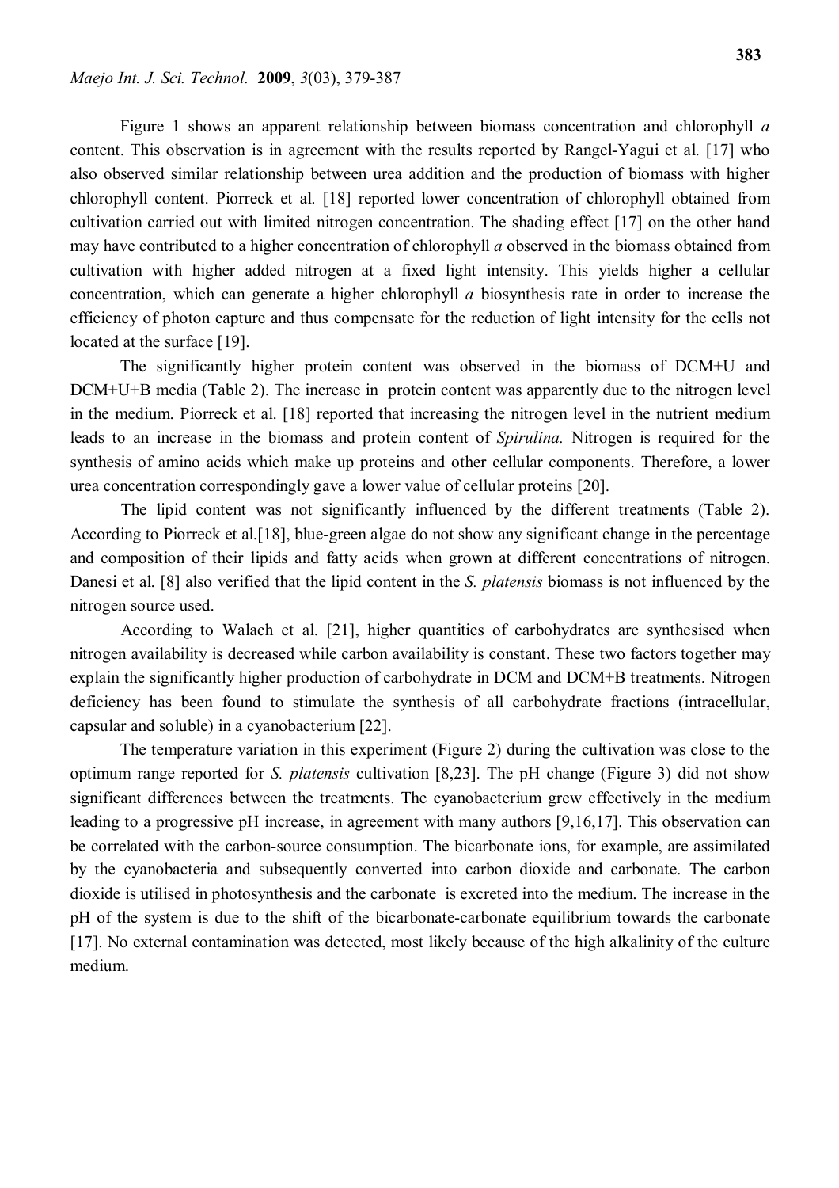Figure 1 shows an apparent relationship between biomass concentration and chlorophyll *a* content. This observation is in agreement with the results reported by Rangel-Yagui et al. [17] who also observed similar relationship between urea addition and the production of biomass with higher chlorophyll content. Piorreck et al. [18] reported lower concentration of chlorophyll obtained from cultivation carried out with limited nitrogen concentration. The shading effect [17] on the other hand may have contributed to a higher concentration of chlorophyll *a* observed in the biomass obtained from cultivation with higher added nitrogen at a fixed light intensity. This yields higher a cellular concentration, which can generate a higher chlorophyll *a* biosynthesis rate in order to increase the efficiency of photon capture and thus compensate for the reduction of light intensity for the cells not located at the surface [19].

The significantly higher protein content was observed in the biomass of DCM+U and DCM+U+B media (Table 2). The increase in protein content was apparently due to the nitrogen level in the medium. Piorreck et al. [18] reported that increasing the nitrogen level in the nutrient medium leads to an increase in the biomass and protein content of *Spirulina.* Nitrogen is required for the synthesis of amino acids which make up proteins and other cellular components. Therefore, a lower urea concentration correspondingly gave a lower value of cellular proteins [20].

The lipid content was not significantly influenced by the different treatments (Table 2). According to Piorreck et al.[18], blue-green algae do not show any significant change in the percentage and composition of their lipids and fatty acids when grown at different concentrations of nitrogen. Danesi et al. [8] also verified that the lipid content in the *S. platensis* biomass is not influenced by the nitrogen source used.

According to Walach et al. [21], higher quantities of carbohydrates are synthesised when nitrogen availability is decreased while carbon availability is constant. These two factors together may explain the significantly higher production of carbohydrate in DCM and DCM+B treatments. Nitrogen deficiency has been found to stimulate the synthesis of all carbohydrate fractions (intracellular, capsular and soluble) in a cyanobacterium [22].

The temperature variation in this experiment (Figure 2) during the cultivation was close to the optimum range reported for *S. platensis* cultivation [8,23]. The pH change (Figure 3) did not show significant differences between the treatments. The cyanobacterium grew effectively in the medium leading to a progressive pH increase, in agreement with many authors [9,16,17]. This observation can be correlated with the carbon-source consumption. The bicarbonate ions, for example, are assimilated by the cyanobacteria and subsequently converted into carbon dioxide and carbonate. The carbon dioxide is utilised in photosynthesis and the carbonate is excreted into the medium. The increase in the pH of the system is due to the shift of the bicarbonate-carbonate equilibrium towards the carbonate [17]. No external contamination was detected, most likely because of the high alkalinity of the culture medium.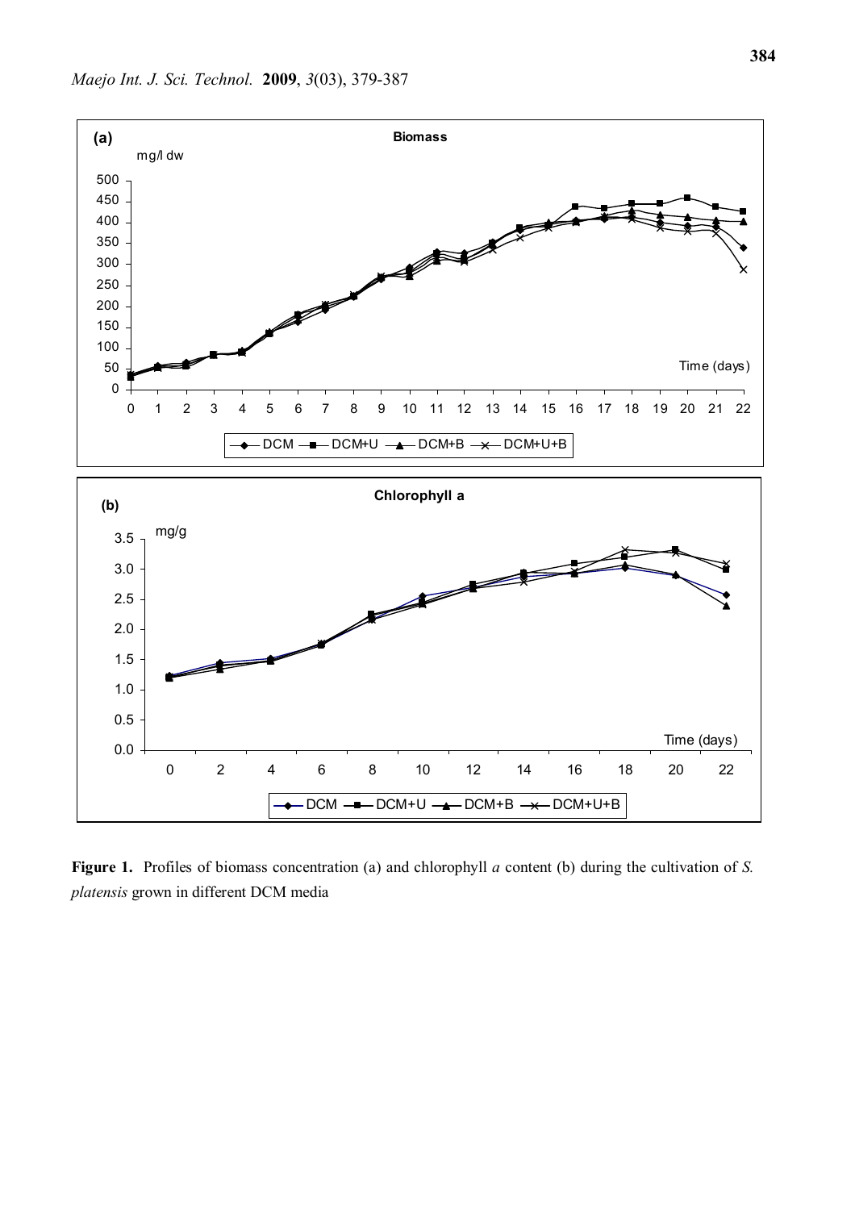**Figure 1.** Profiles of biomass concentration (a) and chlorophyll *a* content (b) during the cultivation of *S. platensis* grown in different DCM media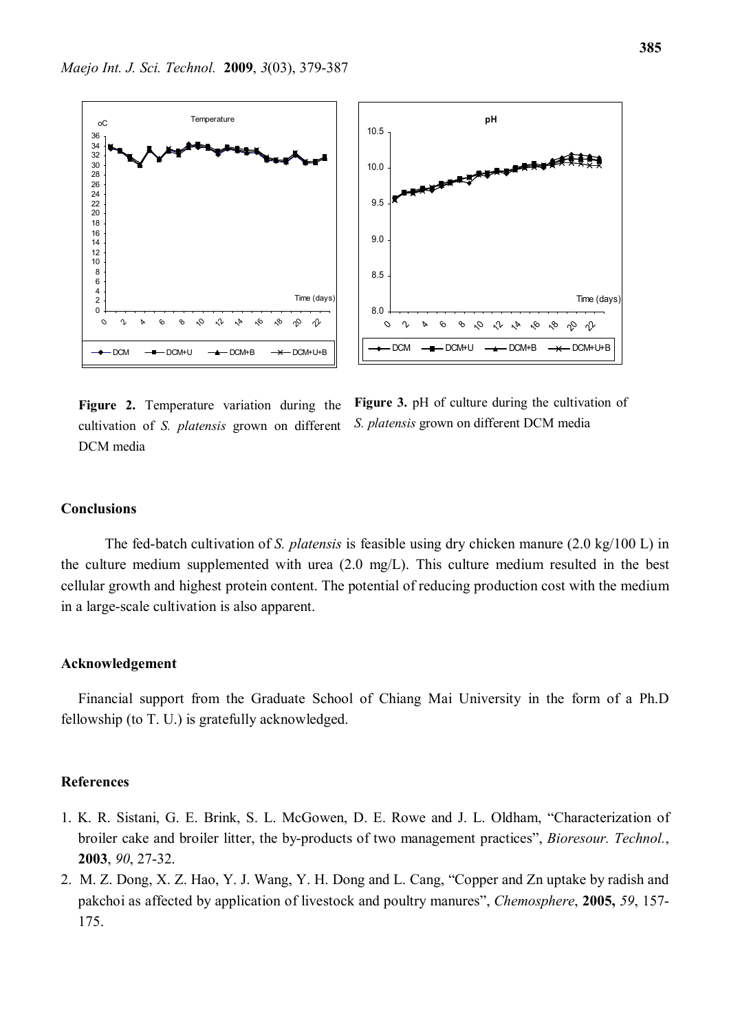**Figure 2.** Temperature variation during the cultivation of *S. platensis* grown on different DCM media

**Figure 3.** pH of culture during the cultivation of *S. platensis* grown on different DCM media

## Conclusions

The fed-batch cultivation of *S. platensis* is feasible using dry chicken manure (2.0 kg/100 L) in the culture medium supplemented with urea (2.0 mg/L). This culture medium resulted in the best cellular growth and highest protein content. The potential of reducing production cost with the medium in a large-scale cultivation is also apparent.

## Acknowledgement

Financial support from the Graduate School of Chiang Mai University in the form of a Ph.D fellowship (to T. U.) is gratefully acknowledged.

## References

1. K. R. Sistani, G. E. Brink, S. L. McGowen, D. E. Rowe and J. L. Oldham, "Characterization of broiler cake and broiler litter, the by-products of two management practices", *Bioresour. Technol.*, **2003**, *90*, 27-32.
2. M. Z. Dong, X. Z. Hao, Y. J. Wang, Y. H. Dong and L. Cang, "Copper and Zn uptake by radish and pakchoi as affected by application of livestock and poultry manures", *Chemosphere*, **2005,** *59*, 157-175.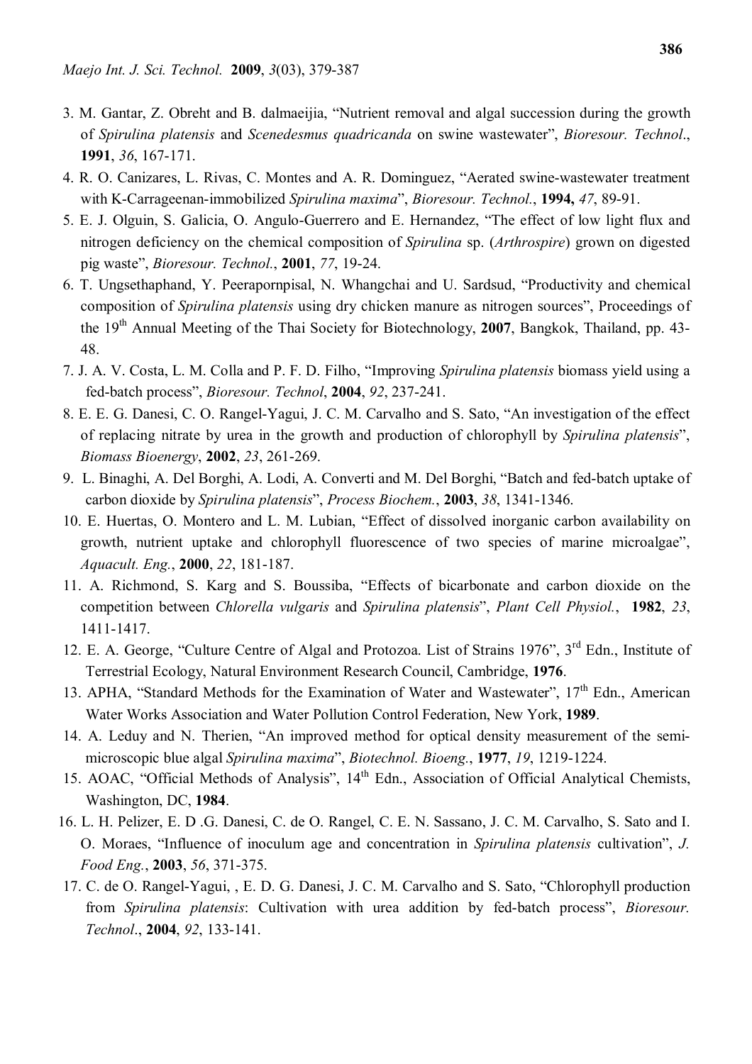3. M. Gantar, Z. Obreht and B. dalmaeijia, "Nutrient removal and algal succession during the growth of *Spirulina platensis* and *Scenedesmus quadricanda* on swine wastewater", *Bioresour. Technol*., **1991**, *36*, 167-171.
4. R. O. Canizares, L. Rivas, C. Montes and A. R. Dominguez, "Aerated swine-wastewater treatment with K-Carrageenan-immobilized *Spirulina maxima*", *Bioresour. Technol.*, **1994,** *47*, 89-91.
5. E. J. Olguin, S. Galicia, O. Angulo-Guerrero and E. Hernandez, "The effect of low light flux and nitrogen deficiency on the chemical composition of *Spirulina* sp. (*Arthrospire*) grown on digested pig waste", *Bioresour. Technol.*, **2001**, *77*, 19-24.
6. T. Ungsethaphand, Y. Peerapornpisal, N. Whangchai and U. Sardsud, "Productivity and chemical composition of *Spirulina platensis* using dry chicken manure as nitrogen sources", Proceedings of the 19th Annual Meeting of the Thai Society for Biotechnology, **2007**, Bangkok, Thailand, pp. 43-48.
7. J. A. V. Costa, L. M. Colla and P. F. D. Filho, "Improving *Spirulina platensis* biomass yield using a fed-batch process", *Bioresour. Technol*, **2004**, *92*, 237-241.
8. E. E. G. Danesi, C. O. Rangel-Yagui, J. C. M. Carvalho and S. Sato, "An investigation of the effect of replacing nitrate by urea in the growth and production of chlorophyll by *Spirulina platensis*", *Biomass Bioenergy*, **2002**, *23*, 261-269.
9. L. Binaghi, A. Del Borghi, A. Lodi, A. Converti and M. Del Borghi, "Batch and fed-batch uptake of carbon dioxide by *Spirulina platensis*", *Process Biochem.*, **2003**, *38*, 1341-1346.
10. E. Huertas, O. Montero and L. M. Lubian, "Effect of dissolved inorganic carbon availability on growth, nutrient uptake and chlorophyll fluorescence of two species of marine microalgae", *Aquacult. Eng.*, **2000**, *22*, 181-187.
11. A. Richmond, S. Karg and S. Boussiba, "Effects of bicarbonate and carbon dioxide on the competition between *Chlorella vulgaris* and *Spirulina platensis*", *Plant Cell Physiol.*, **1982**, *23*, 1411-1417.
12. E. A. George, "Culture Centre of Algal and Protozoa. List of Strains 1976", 3rd Edn., Institute of Terrestrial Ecology, Natural Environment Research Council, Cambridge, **1976**.
13. APHA, "Standard Methods for the Examination of Water and Wastewater", 17th Edn., American Water Works Association and Water Pollution Control Federation, New York, **1989**.
14. A. Leduy and N. Therien, "An improved method for optical density measurement of the semi-microscopic blue algal *Spirulina maxima*", *Biotechnol. Bioeng.*, **1977**, *19*, 1219-1224.
15. AOAC, "Official Methods of Analysis", 14th Edn., Association of Official Analytical Chemists, Washington, DC, **1984**.
16. L. H. Pelizer, E. D .G. Danesi, C. de O. Rangel, C. E. N. Sassano, J. C. M. Carvalho, S. Sato and I. O. Moraes, "Influence of inoculum age and concentration in *Spirulina platensis* cultivation", *J. Food Eng.*, **2003**, *56*, 371-375.
17. C. de O. Rangel-Yagui, , E. D. G. Danesi, J. C. M. Carvalho and S. Sato, "Chlorophyll production from *Spirulina platensis*: Cultivation with urea addition by fed-batch process", *Bioresour. Technol*., **2004**, *92*, 133-141.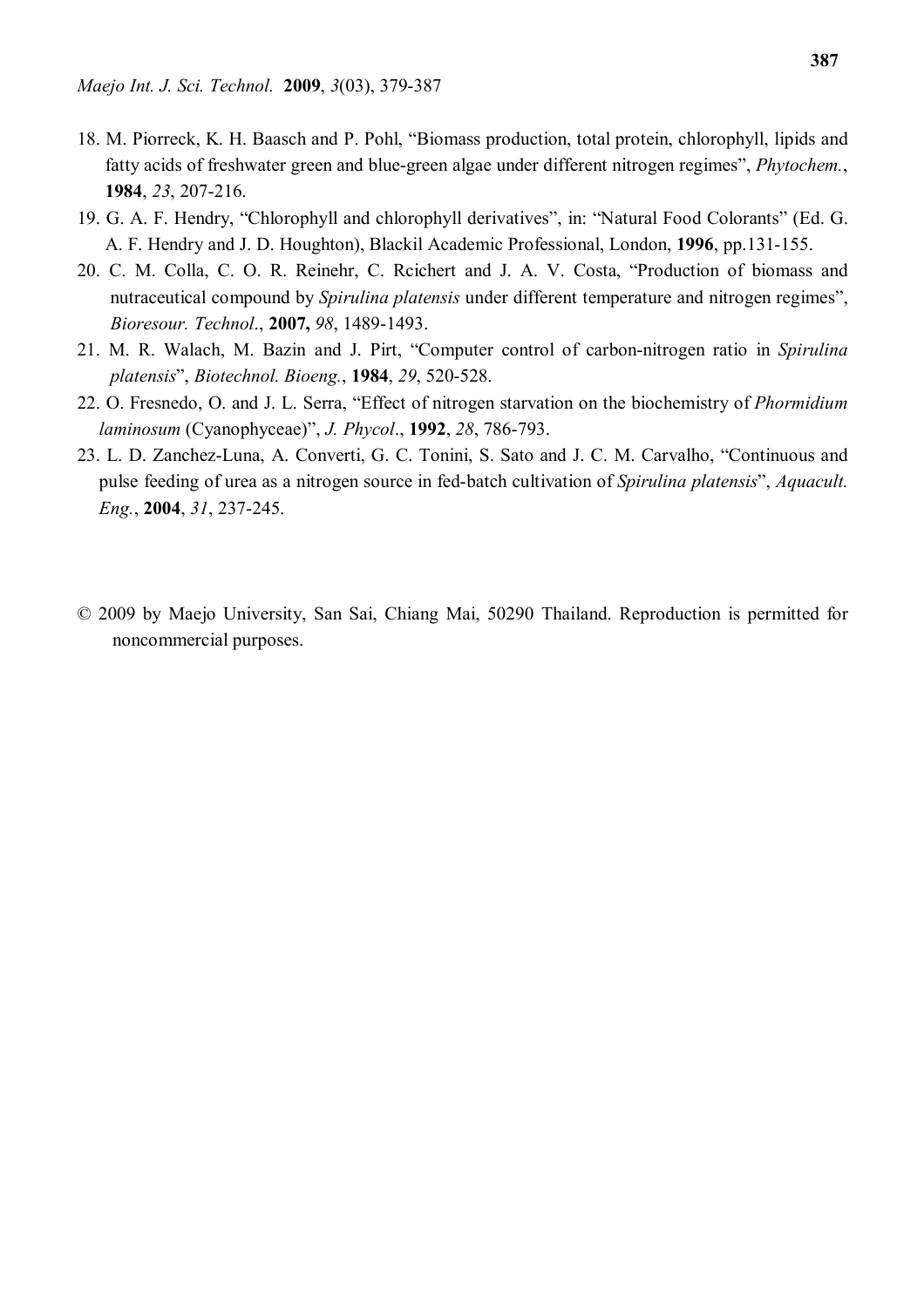18. M. Piorreck, K. H. Baasch and P. Pohl, "Biomass production, total protein, chlorophyll, lipids and fatty acids of freshwater green and blue-green algae under different nitrogen regimes", *Phytochem.*, **1984**, *23*, 207-216.
19. G. A. F. Hendry, "Chlorophyll and chlorophyll derivatives", in: "Natural Food Colorants" (Ed. G. A. F. Hendry and J. D. Houghton), Blackil Academic Professional, London, **1996**, pp.131-155.
20. C. M. Colla, C. O. R. Reinehr, C. Rcichert and J. A. V. Costa, "Production of biomass and nutraceutical compound by *Spirulina platensis* under different temperature and nitrogen regimes", *Bioresour. Technol*., **2007,** *98*, 1489-1493.
21. M. R. Walach, M. Bazin and J. Pirt, "Computer control of carbon-nitrogen ratio in *Spirulina platensis*", *Biotechnol. Bioeng.*, **1984**, *29*, 520-528.
22. O. Fresnedo, O. and J. L. Serra, "Effect of nitrogen starvation on the biochemistry of *Phormidium laminosum* (Cyanophyceae)", *J. Phycol*., **1992**, *28*, 786-793.
23. L. D. Zanchez-Luna, A. Converti, G. C. Tonini, S. Sato and J. C. M. Carvalho, "Continuous and pulse feeding of urea as a nitrogen source in fed-batch cultivation of *Spirulina platensis*", *Aquacult. Eng.*, **2004**, *31*, 237-245.

© 2009 by Maejo University, San Sai, Chiang Mai, 50290 Thailand. Reproduction is permitted for noncommercial purposes.